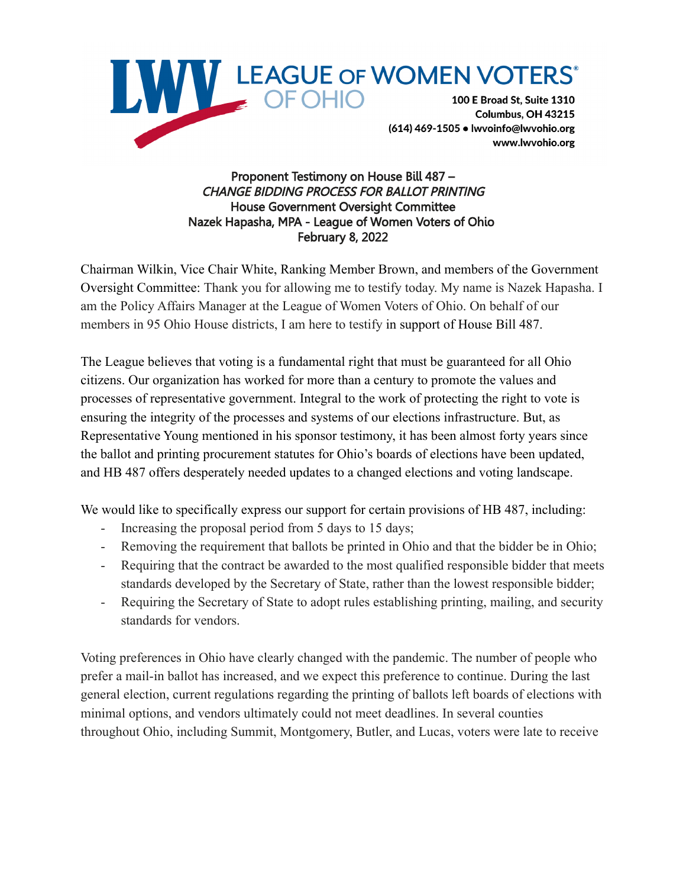**LEAGUE OF WOMEN VOTERS OF OHIO**

100 E Broad St, Suite 1310
Columbus, OH 43215
(614) 469-1505 • lwvoinfo@lwvohio.org
www.lwvohio.org

**Proponent Testimony on House Bill 487 –**
***CHANGE BIDDING PROCESS FOR BALLOT PRINTING***
**House Government Oversight Committee**
**Nazek Hapasha, MPA - League of Women Voters of Ohio**
**February 8, 2022**

Chairman Wilkin, Vice Chair White, Ranking Member Brown, and members of the Government Oversight Committee: Thank you for allowing me to testify today. My name is Nazek Hapasha. I am the Policy Affairs Manager at the League of Women Voters of Ohio. On behalf of our members in 95 Ohio House districts, I am here to testify in support of House Bill 487.

The League believes that voting is a fundamental right that must be guaranteed for all Ohio citizens. Our organization has worked for more than a century to promote the values and processes of representative government. Integral to the work of protecting the right to vote is ensuring the integrity of the processes and systems of our elections infrastructure. But, as Representative Young mentioned in his sponsor testimony, it has been almost forty years since the ballot and printing procurement statutes for Ohio's boards of elections have been updated, and HB 487 offers desperately needed updates to a changed elections and voting landscape.

We would like to specifically express our support for certain provisions of HB 487, including:

- Increasing the proposal period from 5 days to 15 days;
- Removing the requirement that ballots be printed in Ohio and that the bidder be in Ohio;
- Requiring that the contract be awarded to the most qualified responsible bidder that meets standards developed by the Secretary of State, rather than the lowest responsible bidder;
- Requiring the Secretary of State to adopt rules establishing printing, mailing, and security standards for vendors.

Voting preferences in Ohio have clearly changed with the pandemic. The number of people who prefer a mail-in ballot has increased, and we expect this preference to continue. During the last general election, current regulations regarding the printing of ballots left boards of elections with minimal options, and vendors ultimately could not meet deadlines. In several counties throughout Ohio, including Summit, Montgomery, Butler, and Lucas, voters were late to receive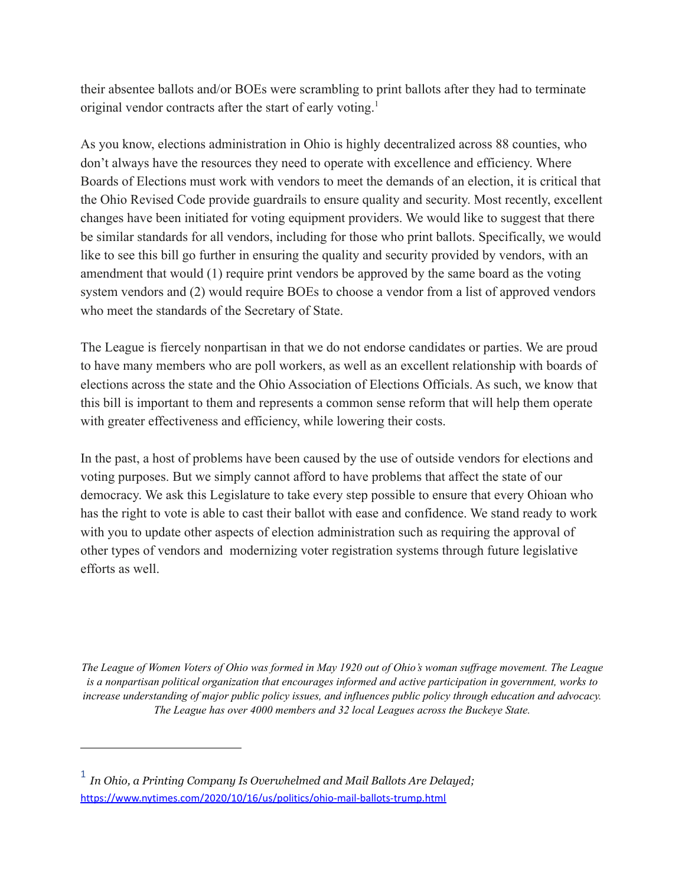their absentee ballots and/or BOEs were scrambling to print ballots after they had to terminate original vendor contracts after the start of early voting.[1]

As you know, elections administration in Ohio is highly decentralized across 88 counties, who don't always have the resources they need to operate with excellence and efficiency. Where Boards of Elections must work with vendors to meet the demands of an election, it is critical that the Ohio Revised Code provide guardrails to ensure quality and security. Most recently, excellent changes have been initiated for voting equipment providers. We would like to suggest that there be similar standards for all vendors, including for those who print ballots. Specifically, we would like to see this bill go further in ensuring the quality and security provided by vendors, with an amendment that would (1) require print vendors be approved by the same board as the voting system vendors and (2) would require BOEs to choose a vendor from a list of approved vendors who meet the standards of the Secretary of State.

The League is fiercely nonpartisan in that we do not endorse candidates or parties. We are proud to have many members who are poll workers, as well as an excellent relationship with boards of elections across the state and the Ohio Association of Elections Officials. As such, we know that this bill is important to them and represents a common sense reform that will help them operate with greater effectiveness and efficiency, while lowering their costs.

In the past, a host of problems have been caused by the use of outside vendors for elections and voting purposes. But we simply cannot afford to have problems that affect the state of our democracy. We ask this Legislature to take every step possible to ensure that every Ohioan who has the right to vote is able to cast their ballot with ease and confidence. We stand ready to work with you to update other aspects of election administration such as requiring the approval of other types of vendors and modernizing voter registration systems through future legislative efforts as well.

*The League of Women Voters of Ohio was formed in May 1920 out of Ohio's woman suffrage movement. The League is a nonpartisan political organization that encourages informed and active participation in government, works to increase understanding of major public policy issues, and influences public policy through education and advocacy. The League has over 4000 members and 32 local Leagues across the Buckeye State.*

---

[1] *In Ohio, a Printing Company Is Overwhelmed and Mail Ballots Are Delayed;* https://www.nytimes.com/2020/10/16/us/politics/ohio-mail-ballots-trump.html